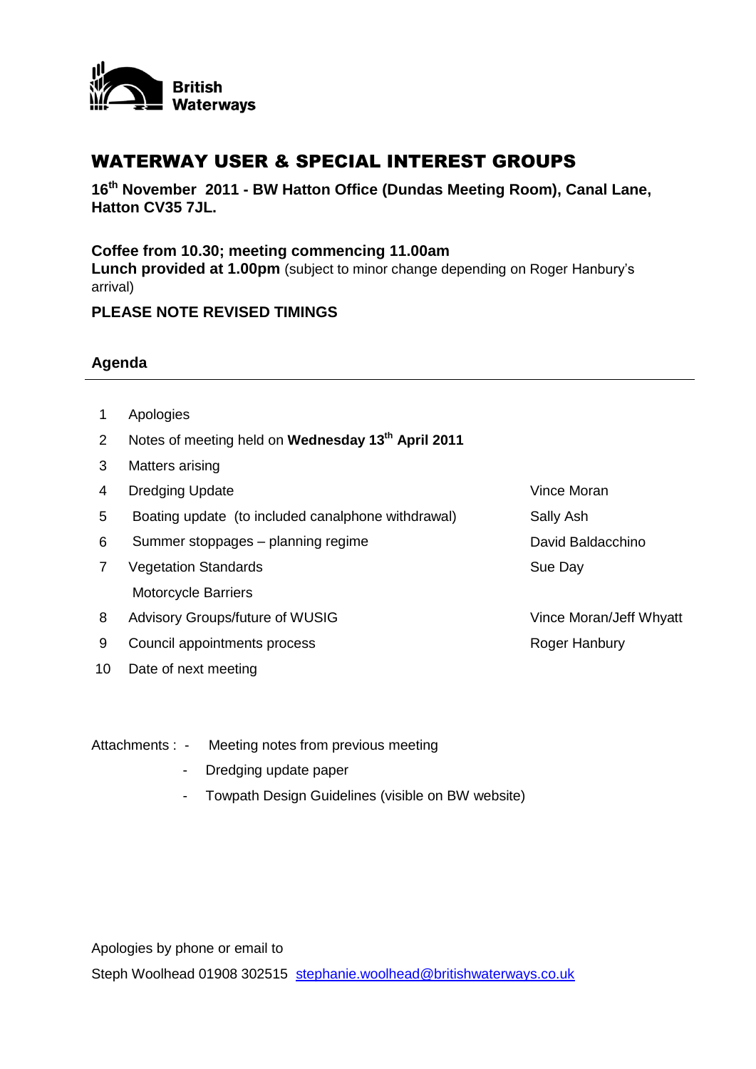British Waterways

# WATERWAY USER & SPECIAL INTEREST GROUPS

**16th November 2011 - BW Hatton Office (Dundas Meeting Room), Canal Lane, Hatton CV35 7JL.**

**Coffee from 10.30; meeting commencing 11.00am**
**Lunch provided at 1.00pm** (subject to minor change depending on Roger Hanbury's arrival)

**PLEASE NOTE REVISED TIMINGS**

## Agenda

| | | |
|---|---|---|
| 1 | Apologies | |
| 2 | Notes of meeting held on **Wednesday 13th April 2011** | |
| 3 | Matters arising | |
| 4 | Dredging Update | Vince Moran |
| 5 | Boating update (to included canalphone withdrawal) | Sally Ash |
| 6 | Summer stoppages – planning regime | David Baldacchino |
| 7 | Vegetation Standards | Sue Day |
| | Motorcycle Barriers | |
| 8 | Advisory Groups/future of WUSIG | Vince Moran/Jeff Whyatt |
| 9 | Council appointments process | Roger Hanbury |
| 10 | Date of next meeting | |

Attachments :
- Meeting notes from previous meeting
- Dredging update paper
- Towpath Design Guidelines (visible on BW website)

Apologies by phone or email to
Steph Woolhead 01908 302515 stephanie.woolhead@britishwaterways.co.uk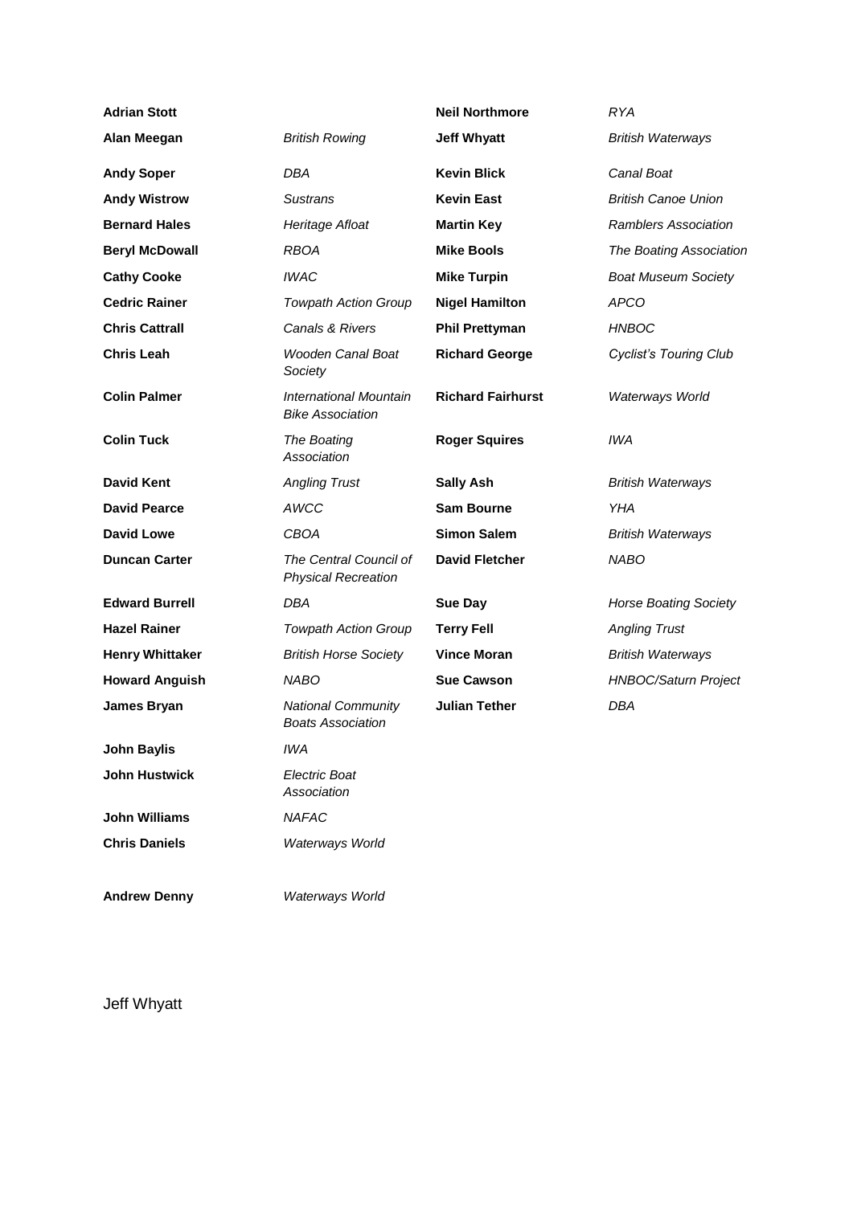| | | | |
|---|---|---|---|
| **Adrian Stott** | | **Neil Northmore** | *RYA* |
| **Alan Meegan** | *British Rowing* | **Jeff Whyatt** | *British Waterways* |
| **Andy Soper** | *DBA* | **Kevin Blick** | *Canal Boat* |
| **Andy Wistrow** | *Sustrans* | **Kevin East** | *British Canoe Union* |
| **Bernard Hales** | *Heritage Afloat* | **Martin Key** | *Ramblers Association* |
| **Beryl McDowall** | *RBOA* | **Mike Bools** | *The Boating Association* |
| **Cathy Cooke** | *IWAC* | **Mike Turpin** | *Boat Museum Society* |
| **Cedric Rainer** | *Towpath Action Group* | **Nigel Hamilton** | *APCO* |
| **Chris Cattrall** | *Canals & Rivers* | **Phil Prettyman** | *HNBOC* |
| **Chris Leah** | *Wooden Canal Boat Society* | **Richard George** | *Cyclist's Touring Club* |
| **Colin Palmer** | *International Mountain Bike Association* | **Richard Fairhurst** | *Waterways World* |
| **Colin Tuck** | *The Boating Association* | **Roger Squires** | *IWA* |
| **David Kent** | *Angling Trust* | **Sally Ash** | *British Waterways* |
| **David Pearce** | *AWCC* | **Sam Bourne** | *YHA* |
| **David Lowe** | *CBOA* | **Simon Salem** | *British Waterways* |
| **Duncan Carter** | *The Central Council of Physical Recreation* | **David Fletcher** | *NABO* |
| **Edward Burrell** | *DBA* | **Sue Day** | *Horse Boating Society* |
| **Hazel Rainer** | *Towpath Action Group* | **Terry Fell** | *Angling Trust* |
| **Henry Whittaker** | *British Horse Society* | **Vince Moran** | *British Waterways* |
| **Howard Anguish** | *NABO* | **Sue Cawson** | *HNBOC/Saturn Project* |
| **James Bryan** | *National Community Boats Association* | **Julian Tether** | *DBA* |
| **John Baylis** | *IWA* | | |
| **John Hustwick** | *Electric Boat Association* | | |
| **John Williams** | *NAFAC* | | |
| **Chris Daniels** | *Waterways World* | | |
| **Andrew Denny** | *Waterways World* | | |

Jeff Whyatt